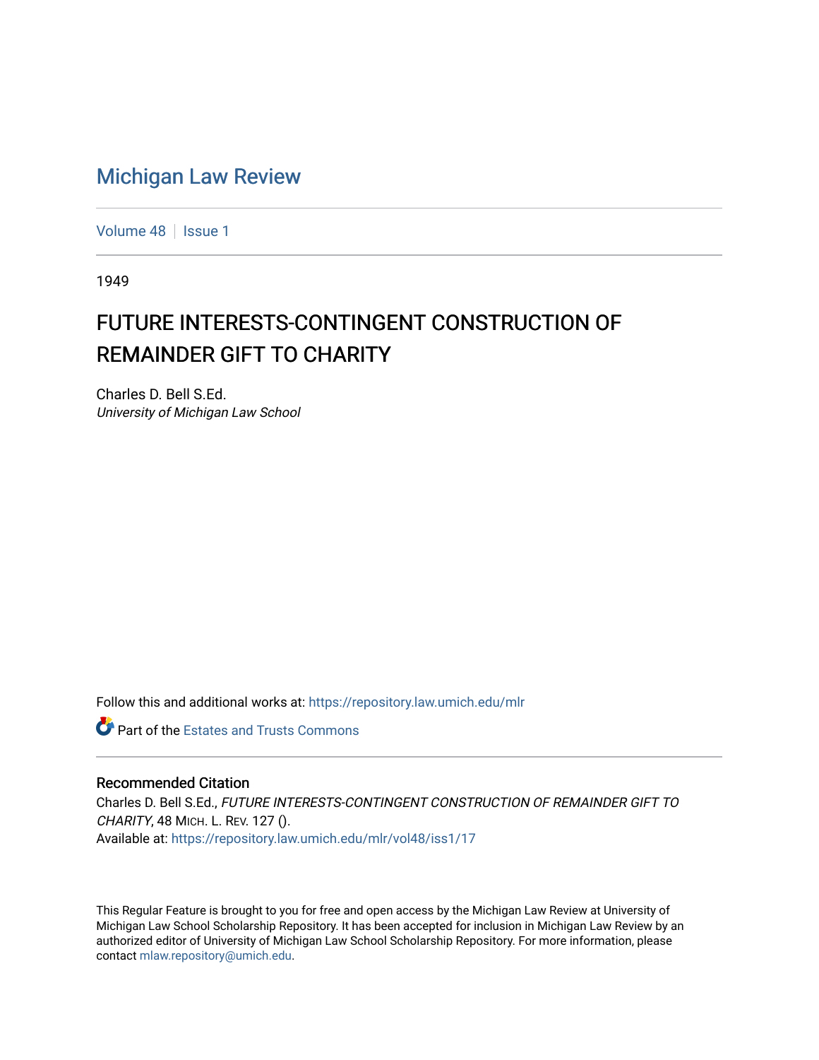# Michigan Law Review

Volume 48 | Issue 1

1949

## FUTURE INTERESTS-CONTINGENT CONSTRUCTION OF REMAINDER GIFT TO CHARITY

Charles D. Bell S.Ed.
*University of Michigan Law School*

Follow this and additional works at: https://repository.law.umich.edu/mlr

Part of the Estates and Trusts Commons

### Recommended Citation

Charles D. Bell S.Ed., *FUTURE INTERESTS-CONTINGENT CONSTRUCTION OF REMAINDER GIFT TO CHARITY*, 48 MICH. L. REV. 127 ().
Available at: https://repository.law.umich.edu/mlr/vol48/iss1/17

This Regular Feature is brought to you for free and open access by the Michigan Law Review at University of Michigan Law School Scholarship Repository. It has been accepted for inclusion in Michigan Law Review by an authorized editor of University of Michigan Law School Scholarship Repository. For more information, please contact mlaw.repository@umich.edu.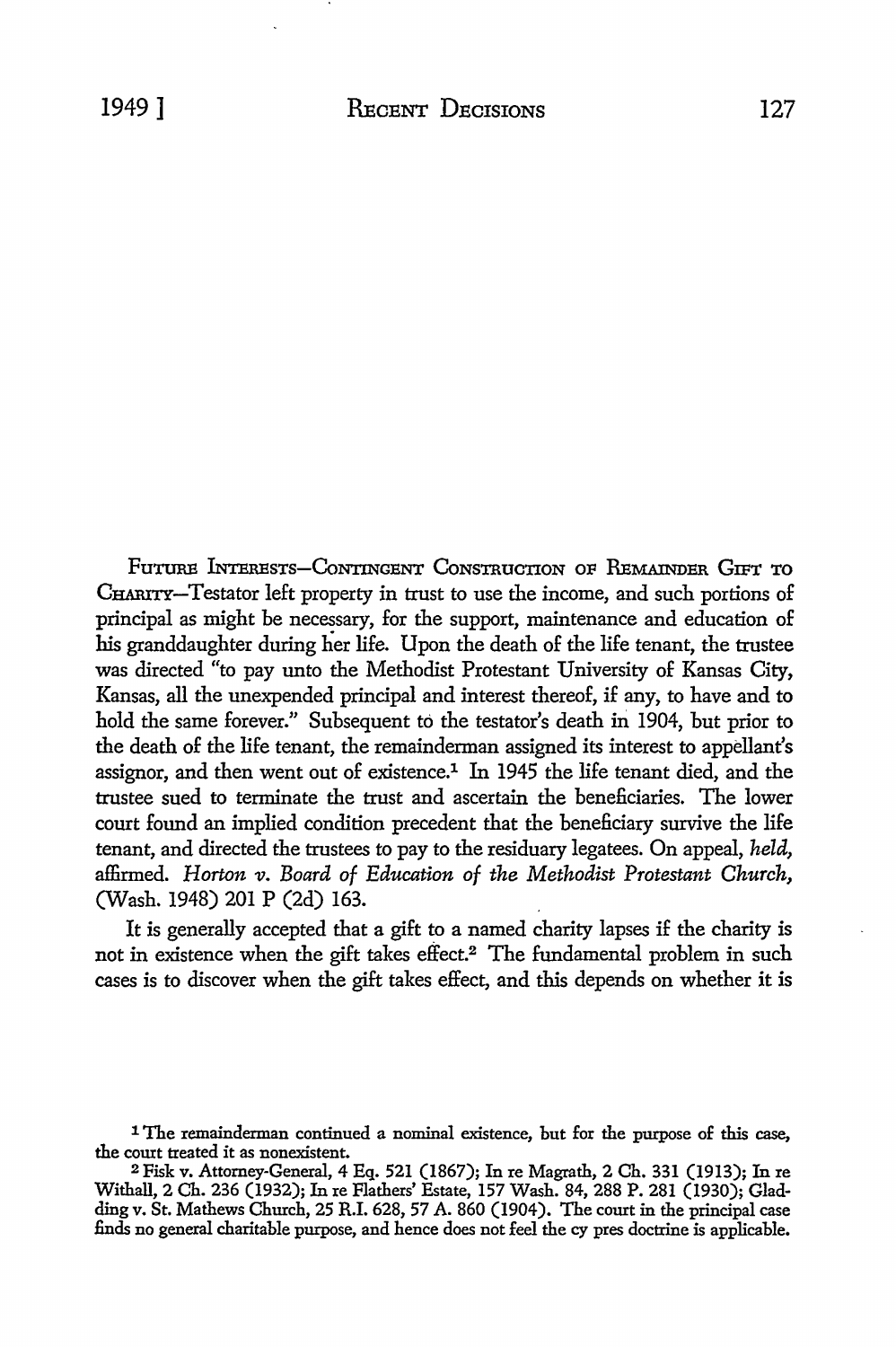FUTURE INTERESTS—CONTINGENT CONSTRUCTION OF REMAINDER GIFT TO CHARITY—Testator left property in trust to use the income, and such portions of principal as might be necessary, for the support, maintenance and education of his granddaughter during her life. Upon the death of the life tenant, the trustee was directed "to pay unto the Methodist Protestant University of Kansas City, Kansas, all the unexpended principal and interest thereof, if any, to have and to hold the same forever." Subsequent to the testator's death in 1904, but prior to the death of the life tenant, the remainderman assigned its interest to appellant's assignor, and then went out of existence.[1] In 1945 the life tenant died, and the trustee sued to terminate the trust and ascertain the beneficiaries. The lower court found an implied condition precedent that the beneficiary survive the life tenant, and directed the trustees to pay to the residuary legatees. On appeal, *held*, affirmed. *Horton v. Board of Education of the Methodist Protestant Church*, (Wash. 1948) 201 P (2d) 163.

It is generally accepted that a gift to a named charity lapses if the charity is not in existence when the gift takes effect.[2] The fundamental problem in such cases is to discover when the gift takes effect, and this depends on whether it is

[1] The remainderman continued a nominal existence, but for the purpose of this case, the court treated it as nonexistent.

[2] Fisk v. Attorney-General, 4 Eq. 521 (1867); In re Magrath, 2 Ch. 331 (1913); In re Withall, 2 Ch. 236 (1932); In re Flathers' Estate, 157 Wash. 84, 288 P. 281 (1930); Gladding v. St. Mathews Church, 25 R.I. 628, 57 A. 860 (1904). The court in the principal case finds no general charitable purpose, and hence does not feel the cy pres doctrine is applicable.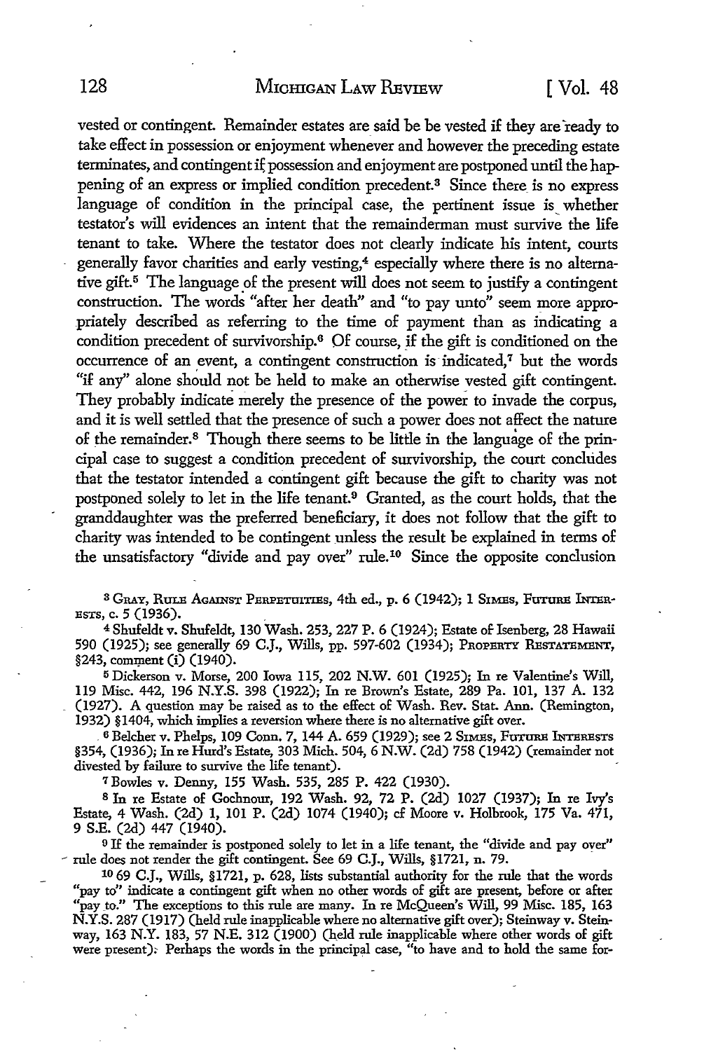vested or contingent. Remainder estates are said be be vested if they are ready to take effect in possession or enjoyment whenever and however the preceding estate terminates, and contingent if possession and enjoyment are postponed until the happening of an express or implied condition precedent.[3] Since there is no express language of condition in the principal case, the pertinent issue is whether testator's will evidences an intent that the remainderman must survive the life tenant to take. Where the testator does not clearly indicate his intent, courts generally favor charities and early vesting,[4] especially where there is no alternative gift.[5] The language of the present will does not seem to justify a contingent construction. The words "after her death" and "to pay unto" seem more appropriately described as referring to the time of payment than as indicating a condition precedent of survivorship.[6] Of course, if the gift is conditioned on the occurrence of an event, a contingent construction is indicated,[7] but the words "if any" alone should not be held to make an otherwise vested gift contingent. They probably indicate merely the presence of the power to invade the corpus, and it is well settled that the presence of such a power does not affect the nature of the remainder.[8] Though there seems to be little in the language of the principal case to suggest a condition precedent of survivorship, the court concludes that the testator intended a contingent gift because the gift to charity was not postponed solely to let in the life tenant.[9] Granted, as the court holds, that the granddaughter was the preferred beneficiary, it does not follow that the gift to charity was intended to be contingent unless the result be explained in terms of the unsatisfactory "divide and pay over" rule.[10] Since the opposite conclusion

---

[3] GRAY, RULE AGAINST PERPETUITIES, 4th ed., p. 6 (1942); 1 SIMES, FUTURE INTERESTS, c. 5 (1936).

[4] Shufeldt v. Shufeldt, 130 Wash. 253, 227 P. 6 (1924); Estate of Isenberg, 28 Hawaii 590 (1925); see generally 69 C.J., Wills, pp. 597-602 (1934); PROPERTY RESTATEMENT, §243, comment (i) (1940).

[5] Dickerson v. Morse, 200 Iowa 115, 202 N.W. 601 (1925); In re Valentine's Will, 119 Misc. 442, 196 N.Y.S. 398 (1922); In re Brown's Estate, 289 Pa. 101, 137 A. 132 (1927). A question may be raised as to the effect of Wash. Rev. Stat. Ann. (Remington, 1932) §1404, which implies a reversion where there is no alternative gift over.

[6] Belcher v. Phelps, 109 Conn. 7, 144 A. 659 (1929); see 2 SIMES, FUTURE INTERESTS §354, (1936); In re Hurd's Estate, 303 Mich. 504, 6 N.W. (2d) 758 (1942) (remainder not divested by failure to survive the life tenant).

[7] Bowles v. Denny, 155 Wash. 535, 285 P. 422 (1930).

[8] In re Estate of Gochnour, 192 Wash. 92, 72 P. (2d) 1027 (1937); In re Ivy's Estate, 4 Wash. (2d) 1, 101 P. (2d) 1074 (1940); cf Moore v. Holbrook, 175 Va. 471, 9 S.E. (2d) 447 (1940).

[9] If the remainder is postponed solely to let in a life tenant, the "divide and pay over" rule does not render the gift contingent. See 69 C.J., Wills, §1721, n. 79.

[10] 69 C.J., Wills, §1721, p. 628, lists substantial authority for the rule that the words "pay to" indicate a contingent gift when no other words of gift are present, before or after "pay to." The exceptions to this rule are many. In re McQueen's Will, 99 Misc. 185, 163 N.Y.S. 287 (1917) (held rule inapplicable where no alternative gift over); Steinway v. Steinway, 163 N.Y. 183, 57 N.E. 312 (1900) (held rule inapplicable where other words of gift were present). Perhaps the words in the principal case, "to have and to hold the same for-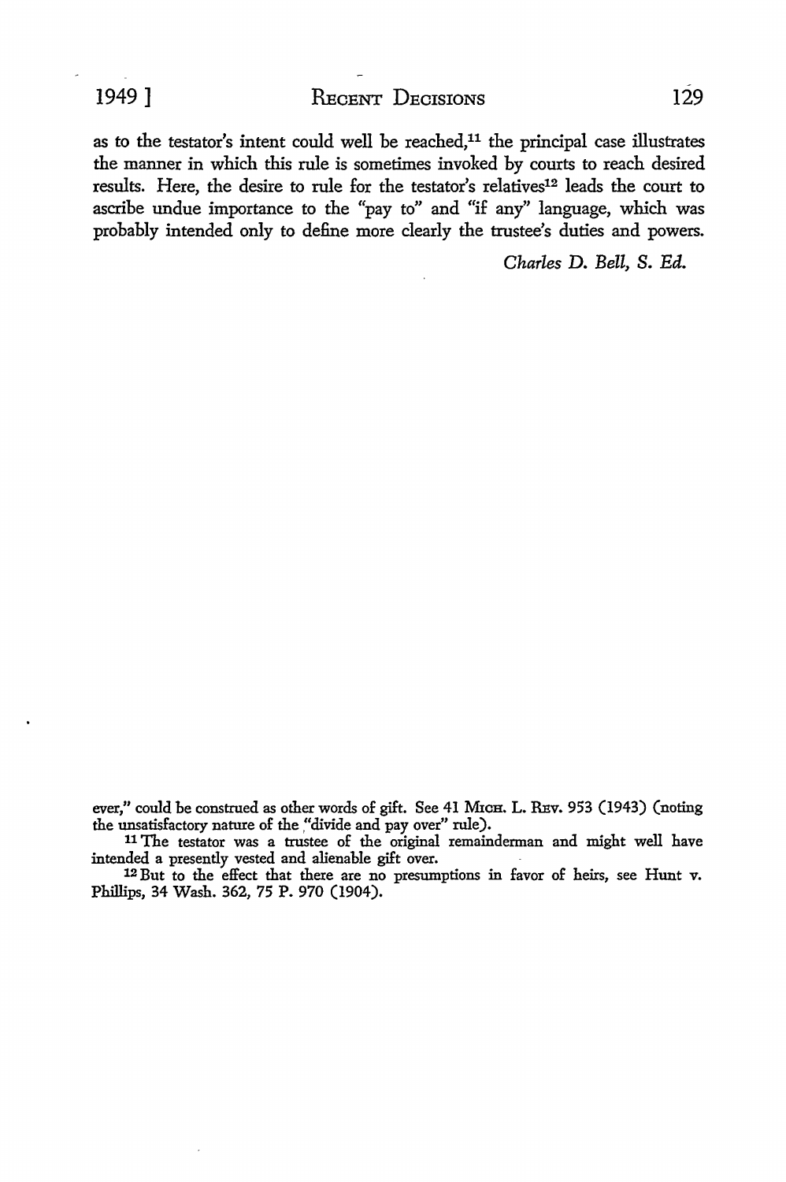as to the testator's intent could well be reached,[11] the principal case illustrates the manner in which this rule is sometimes invoked by courts to reach desired results. Here, the desire to rule for the testator's relatives[12] leads the court to ascribe undue importance to the "pay to" and "if any" language, which was probably intended only to define more clearly the trustee's duties and powers.

*Charles D. Bell, S. Ed.*

ever," could be construed as other words of gift. See 41 MICH. L. REV. 953 (1943) (noting the unsatisfactory nature of the "divide and pay over" rule).

[11] The testator was a trustee of the original remainderman and might well have intended a presently vested and alienable gift over.

[12] But to the effect that there are no presumptions in favor of heirs, see Hunt v. Phillips, 34 Wash. 362, 75 P. 970 (1904).